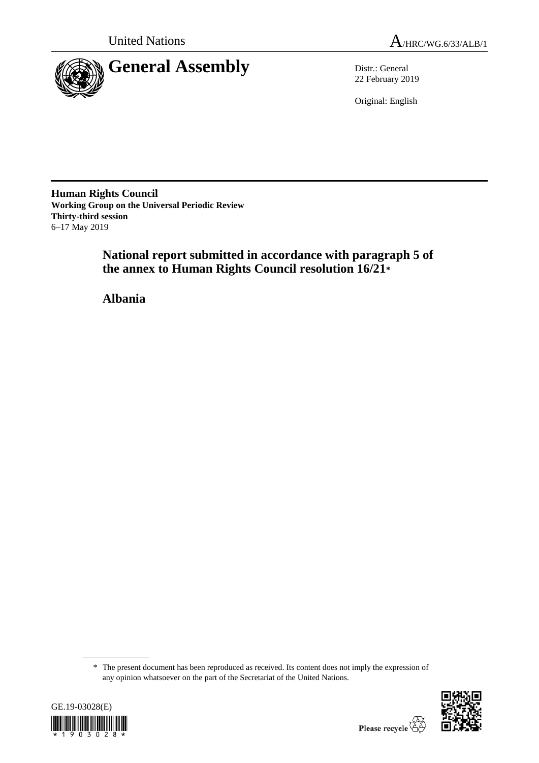United Nations

A/HRC/WG.6/33/ALB/1

# General Assembly

Distr.: General
22 February 2019

Original: English

**Human Rights Council**
**Working Group on the Universal Periodic Review**
**Thirty-third session**
6–17 May 2019

## National report submitted in accordance with paragraph 5 of the annex to Human Rights Council resolution 16/21*

## Albania

\* The present document has been reproduced as received. Its content does not imply the expression of any opinion whatsoever on the part of the Secretariat of the United Nations.

GE.19-03028(E)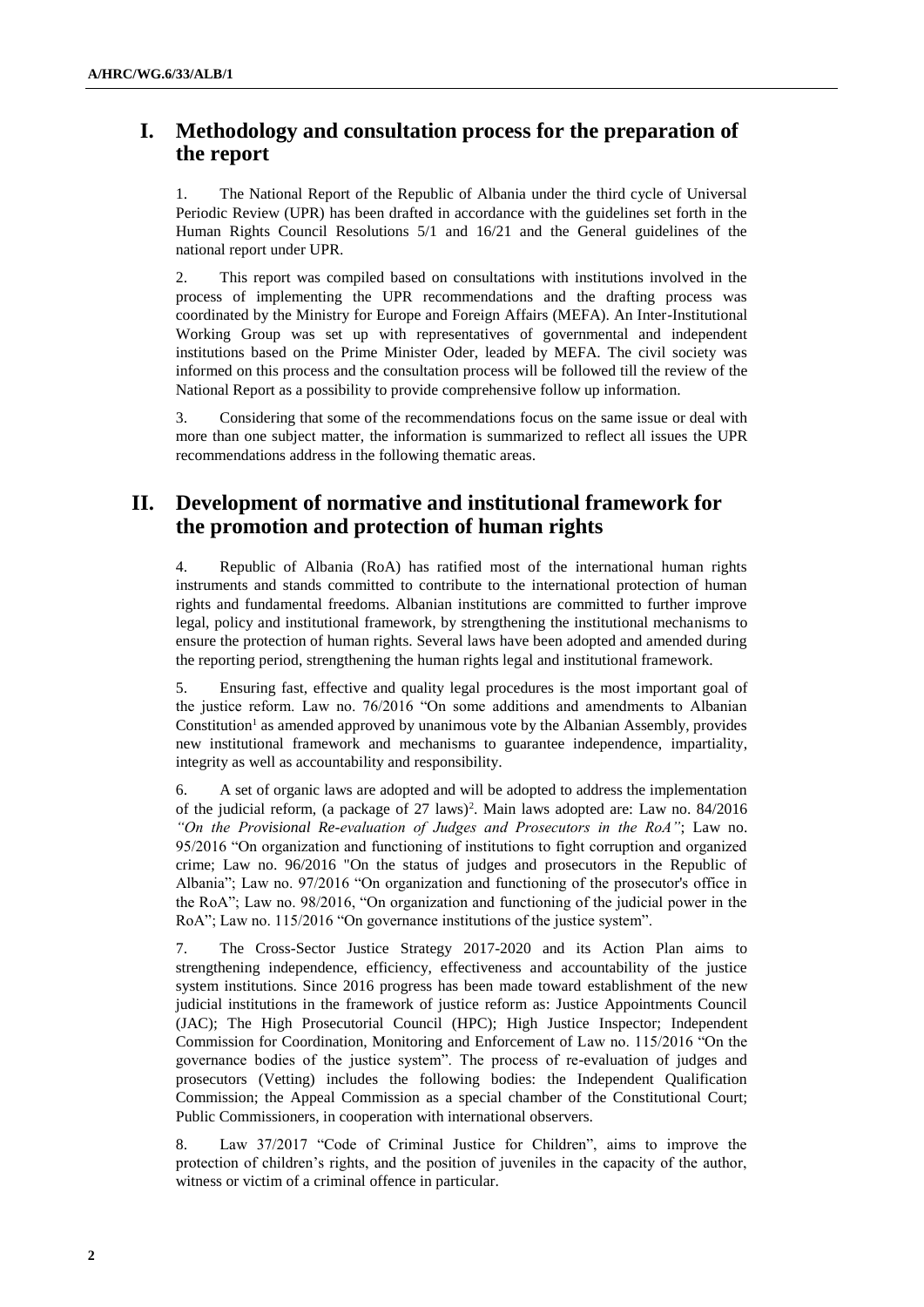## I. Methodology and consultation process for the preparation of the report

1. The National Report of the Republic of Albania under the third cycle of Universal Periodic Review (UPR) has been drafted in accordance with the guidelines set forth in the Human Rights Council Resolutions 5/1 and 16/21 and the General guidelines of the national report under UPR.

2. This report was compiled based on consultations with institutions involved in the process of implementing the UPR recommendations and the drafting process was coordinated by the Ministry for Europe and Foreign Affairs (MEFA). An Inter-Institutional Working Group was set up with representatives of governmental and independent institutions based on the Prime Minister Oder, leaded by MEFA. The civil society was informed on this process and the consultation process will be followed till the review of the National Report as a possibility to provide comprehensive follow up information.

3. Considering that some of the recommendations focus on the same issue or deal with more than one subject matter, the information is summarized to reflect all issues the UPR recommendations address in the following thematic areas.

## II. Development of normative and institutional framework for the promotion and protection of human rights

4. Republic of Albania (RoA) has ratified most of the international human rights instruments and stands committed to contribute to the international protection of human rights and fundamental freedoms. Albanian institutions are committed to further improve legal, policy and institutional framework, by strengthening the institutional mechanisms to ensure the protection of human rights. Several laws have been adopted and amended during the reporting period, strengthening the human rights legal and institutional framework.

5. Ensuring fast, effective and quality legal procedures is the most important goal of the justice reform. Law no. 76/2016 "On some additions and amendments to Albanian Constitution[1] as amended approved by unanimous vote by the Albanian Assembly, provides new institutional framework and mechanisms to guarantee independence, impartiality, integrity as well as accountability and responsibility.

6. A set of organic laws are adopted and will be adopted to address the implementation of the judicial reform, (a package of 27 laws)[2]. Main laws adopted are: Law no. 84/2016 *"On the Provisional Re-evaluation of Judges and Prosecutors in the RoA"*; Law no. 95/2016 "On organization and functioning of institutions to fight corruption and organized crime; Law no. 96/2016 "On the status of judges and prosecutors in the Republic of Albania"; Law no. 97/2016 "On organization and functioning of the prosecutor's office in the RoA"; Law no. 98/2016, "On organization and functioning of the judicial power in the RoA"; Law no. 115/2016 "On governance institutions of the justice system".

7. The Cross-Sector Justice Strategy 2017-2020 and its Action Plan aims to strengthening independence, efficiency, effectiveness and accountability of the justice system institutions. Since 2016 progress has been made toward establishment of the new judicial institutions in the framework of justice reform as: Justice Appointments Council (JAC); The High Prosecutorial Council (HPC); High Justice Inspector; Independent Commission for Coordination, Monitoring and Enforcement of Law no. 115/2016 "On the governance bodies of the justice system". The process of re-evaluation of judges and prosecutors (Vetting) includes the following bodies: the Independent Qualification Commission; the Appeal Commission as a special chamber of the Constitutional Court; Public Commissioners, in cooperation with international observers.

8. Law 37/2017 "Code of Criminal Justice for Children", aims to improve the protection of children's rights, and the position of juveniles in the capacity of the author, witness or victim of a criminal offence in particular.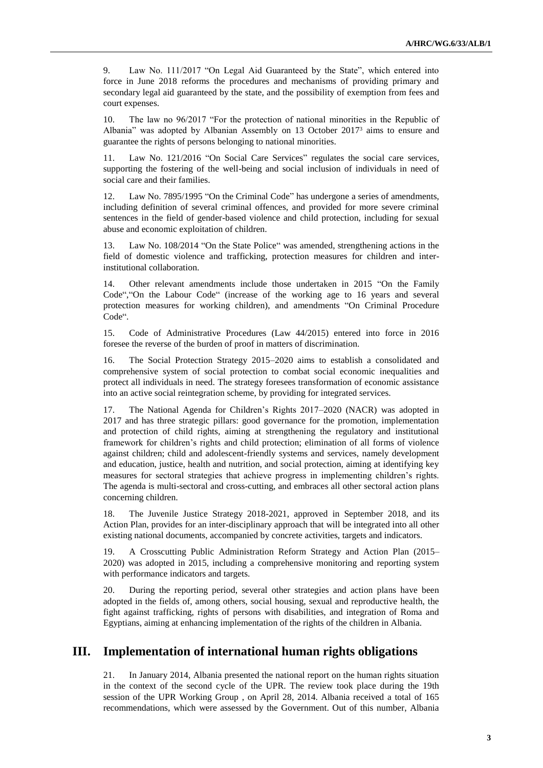9. Law No. 111/2017 "On Legal Aid Guaranteed by the State", which entered into force in June 2018 reforms the procedures and mechanisms of providing primary and secondary legal aid guaranteed by the state, and the possibility of exemption from fees and court expenses.

10. The law no 96/2017 "For the protection of national minorities in the Republic of Albania" was adopted by Albanian Assembly on 13 October 2017[3] aims to ensure and guarantee the rights of persons belonging to national minorities.

11. Law No. 121/2016 "On Social Care Services" regulates the social care services, supporting the fostering of the well-being and social inclusion of individuals in need of social care and their families.

12. Law No. 7895/1995 "On the Criminal Code" has undergone a series of amendments, including definition of several criminal offences, and provided for more severe criminal sentences in the field of gender-based violence and child protection, including for sexual abuse and economic exploitation of children.

13. Law No. 108/2014 "On the State Police" was amended, strengthening actions in the field of domestic violence and trafficking, protection measures for children and inter-institutional collaboration.

14. Other relevant amendments include those undertaken in 2015 "On the Family Code","On the Labour Code" (increase of the working age to 16 years and several protection measures for working children), and amendments "On Criminal Procedure Code".

15. Code of Administrative Procedures (Law 44/2015) entered into force in 2016 foresee the reverse of the burden of proof in matters of discrimination.

16. The Social Protection Strategy 2015–2020 aims to establish a consolidated and comprehensive system of social protection to combat social economic inequalities and protect all individuals in need. The strategy foresees transformation of economic assistance into an active social reintegration scheme, by providing for integrated services.

17. The National Agenda for Children's Rights 2017–2020 (NACR) was adopted in 2017 and has three strategic pillars: good governance for the promotion, implementation and protection of child rights, aiming at strengthening the regulatory and institutional framework for children's rights and child protection; elimination of all forms of violence against children; child and adolescent-friendly systems and services, namely development and education, justice, health and nutrition, and social protection, aiming at identifying key measures for sectoral strategies that achieve progress in implementing children's rights. The agenda is multi-sectoral and cross-cutting, and embraces all other sectoral action plans concerning children.

18. The Juvenile Justice Strategy 2018-2021, approved in September 2018, and its Action Plan, provides for an inter-disciplinary approach that will be integrated into all other existing national documents, accompanied by concrete activities, targets and indicators.

19. A Crosscutting Public Administration Reform Strategy and Action Plan (2015–2020) was adopted in 2015, including a comprehensive monitoring and reporting system with performance indicators and targets.

20. During the reporting period, several other strategies and action plans have been adopted in the fields of, among others, social housing, sexual and reproductive health, the fight against trafficking, rights of persons with disabilities, and integration of Roma and Egyptians, aiming at enhancing implementation of the rights of the children in Albania.

## III. Implementation of international human rights obligations

21. In January 2014, Albania presented the national report on the human rights situation in the context of the second cycle of the UPR. The review took place during the 19th session of the UPR Working Group , on April 28, 2014. Albania received a total of 165 recommendations, which were assessed by the Government. Out of this number, Albania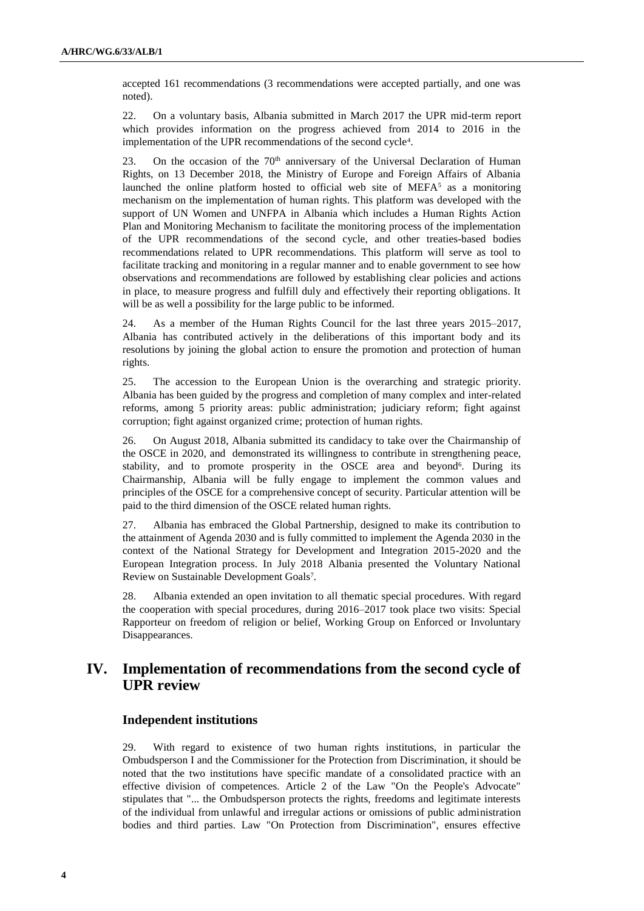accepted 161 recommendations (3 recommendations were accepted partially, and one was noted).

22. On a voluntary basis, Albania submitted in March 2017 the UPR mid-term report which provides information on the progress achieved from 2014 to 2016 in the implementation of the UPR recommendations of the second cycle[4].

23. On the occasion of the 70th anniversary of the Universal Declaration of Human Rights, on 13 December 2018, the Ministry of Europe and Foreign Affairs of Albania launched the online platform hosted to official web site of MEFA[5] as a monitoring mechanism on the implementation of human rights. This platform was developed with the support of UN Women and UNFPA in Albania which includes a Human Rights Action Plan and Monitoring Mechanism to facilitate the monitoring process of the implementation of the UPR recommendations of the second cycle, and other treaties-based bodies recommendations related to UPR recommendations. This platform will serve as tool to facilitate tracking and monitoring in a regular manner and to enable government to see how observations and recommendations are followed by establishing clear policies and actions in place, to measure progress and fulfill duly and effectively their reporting obligations. It will be as well a possibility for the large public to be informed.

24. As a member of the Human Rights Council for the last three years 2015–2017, Albania has contributed actively in the deliberations of this important body and its resolutions by joining the global action to ensure the promotion and protection of human rights.

25. The accession to the European Union is the overarching and strategic priority. Albania has been guided by the progress and completion of many complex and inter-related reforms, among 5 priority areas: public administration; judiciary reform; fight against corruption; fight against organized crime; protection of human rights.

26. On August 2018, Albania submitted its candidacy to take over the Chairmanship of the OSCE in 2020, and demonstrated its willingness to contribute in strengthening peace, stability, and to promote prosperity in the OSCE area and beyond[6]. During its Chairmanship, Albania will be fully engage to implement the common values and principles of the OSCE for a comprehensive concept of security. Particular attention will be paid to the third dimension of the OSCE related human rights.

27. Albania has embraced the Global Partnership, designed to make its contribution to the attainment of Agenda 2030 and is fully committed to implement the Agenda 2030 in the context of the National Strategy for Development and Integration 2015-2020 and the European Integration process. In July 2018 Albania presented the Voluntary National Review on Sustainable Development Goals[7].

28. Albania extended an open invitation to all thematic special procedures. With regard the cooperation with special procedures, during 2016–2017 took place two visits: Special Rapporteur on freedom of religion or belief, Working Group on Enforced or Involuntary Disappearances.

## IV. Implementation of recommendations from the second cycle of UPR review

### Independent institutions

29. With regard to existence of two human rights institutions, in particular the Ombudsperson I and the Commissioner for the Protection from Discrimination, it should be noted that the two institutions have specific mandate of a consolidated practice with an effective division of competences. Article 2 of the Law "On the People's Advocate" stipulates that "... the Ombudsperson protects the rights, freedoms and legitimate interests of the individual from unlawful and irregular actions or omissions of public administration bodies and third parties. Law "On Protection from Discrimination", ensures effective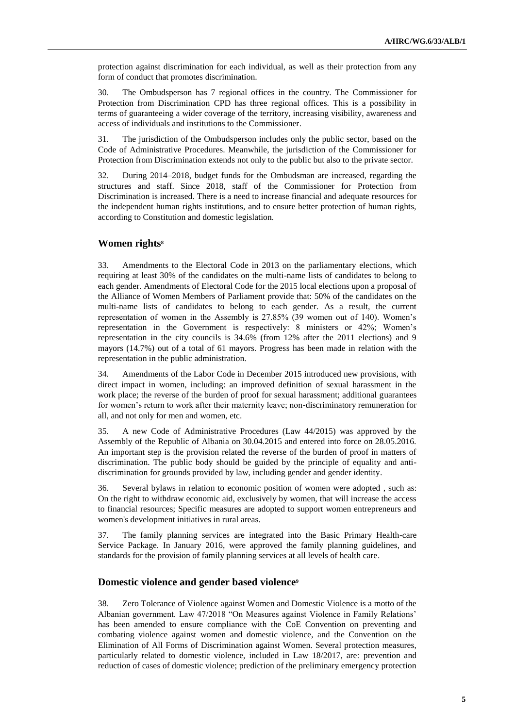protection against discrimination for each individual, as well as their protection from any form of conduct that promotes discrimination.

30. The Ombudsperson has 7 regional offices in the country. The Commissioner for Protection from Discrimination CPD has three regional offices. This is a possibility in terms of guaranteeing a wider coverage of the territory, increasing visibility, awareness and access of individuals and institutions to the Commissioner.

31. The jurisdiction of the Ombudsperson includes only the public sector, based on the Code of Administrative Procedures. Meanwhile, the jurisdiction of the Commissioner for Protection from Discrimination extends not only to the public but also to the private sector.

32. During 2014–2018, budget funds for the Ombudsman are increased, regarding the structures and staff. Since 2018, staff of the Commissioner for Protection from Discrimination is increased. There is a need to increase financial and adequate resources for the independent human rights institutions, and to ensure better protection of human rights, according to Constitution and domestic legislation.

## Women rights[8]

33. Amendments to the Electoral Code in 2013 on the parliamentary elections, which requiring at least 30% of the candidates on the multi-name lists of candidates to belong to each gender. Amendments of Electoral Code for the 2015 local elections upon a proposal of the Alliance of Women Members of Parliament provide that: 50% of the candidates on the multi-name lists of candidates to belong to each gender. As a result, the current representation of women in the Assembly is 27.85% (39 women out of 140). Women's representation in the Government is respectively: 8 ministers or 42%; Women's representation in the city councils is 34.6% (from 12% after the 2011 elections) and 9 mayors (14.7%) out of a total of 61 mayors. Progress has been made in relation with the representation in the public administration.

34. Amendments of the Labor Code in December 2015 introduced new provisions, with direct impact in women, including: an improved definition of sexual harassment in the work place; the reverse of the burden of proof for sexual harassment; additional guarantees for women's return to work after their maternity leave; non-discriminatory remuneration for all, and not only for men and women, etc.

35. A new Code of Administrative Procedures (Law 44/2015) was approved by the Assembly of the Republic of Albania on 30.04.2015 and entered into force on 28.05.2016. An important step is the provision related the reverse of the burden of proof in matters of discrimination. The public body should be guided by the principle of equality and anti-discrimination for grounds provided by law, including gender and gender identity.

36. Several bylaws in relation to economic position of women were adopted , such as: On the right to withdraw economic aid, exclusively by women, that will increase the access to financial resources; Specific measures are adopted to support women entrepreneurs and women's development initiatives in rural areas.

37. The family planning services are integrated into the Basic Primary Health-care Service Package. In January 2016, were approved the family planning guidelines, and standards for the provision of family planning services at all levels of health care.

## Domestic violence and gender based violence[9]

38. Zero Tolerance of Violence against Women and Domestic Violence is a motto of the Albanian government. Law 47/2018 "On Measures against Violence in Family Relations' has been amended to ensure compliance with the CoE Convention on preventing and combating violence against women and domestic violence, and the Convention on the Elimination of All Forms of Discrimination against Women. Several protection measures, particularly related to domestic violence, included in Law 18/2017, are: prevention and reduction of cases of domestic violence; prediction of the preliminary emergency protection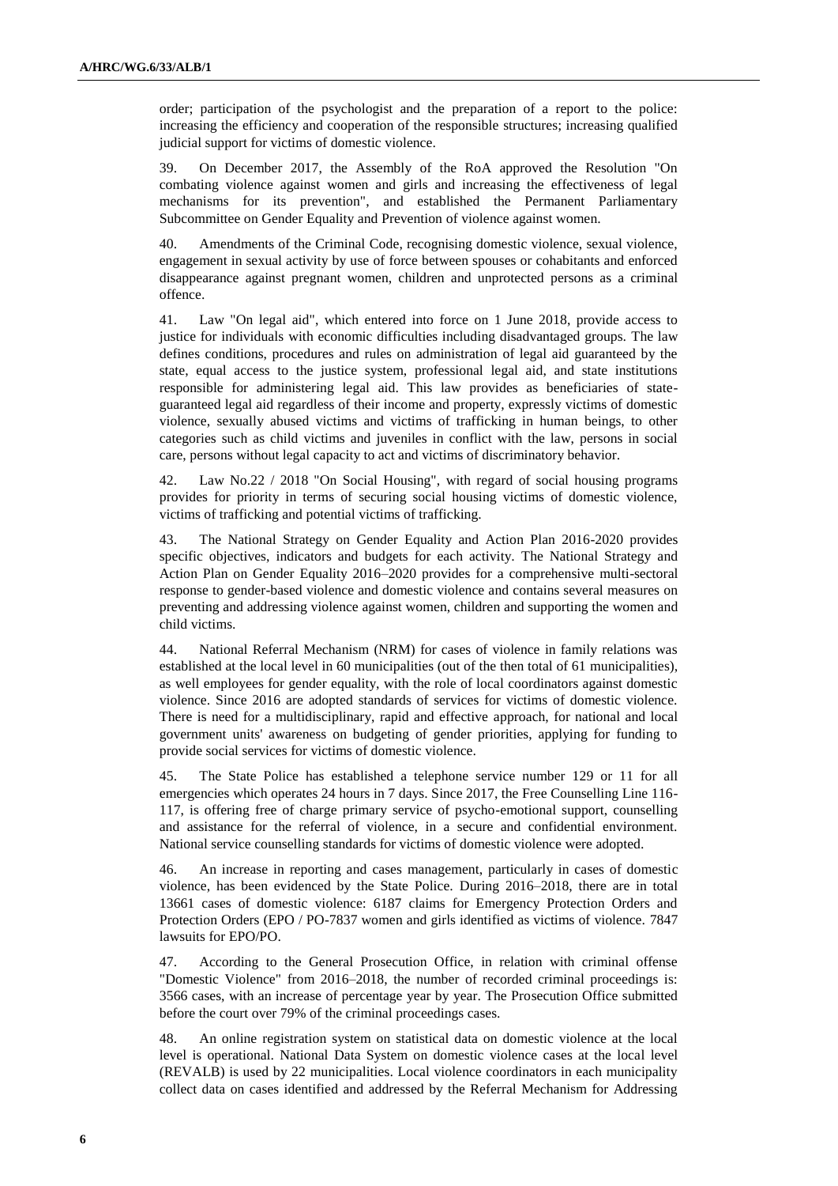order; participation of the psychologist and the preparation of a report to the police: increasing the efficiency and cooperation of the responsible structures; increasing qualified judicial support for victims of domestic violence.

39. On December 2017, the Assembly of the RoA approved the Resolution "On combating violence against women and girls and increasing the effectiveness of legal mechanisms for its prevention", and established the Permanent Parliamentary Subcommittee on Gender Equality and Prevention of violence against women.

40. Amendments of the Criminal Code, recognising domestic violence, sexual violence, engagement in sexual activity by use of force between spouses or cohabitants and enforced disappearance against pregnant women, children and unprotected persons as a criminal offence.

41. Law "On legal aid", which entered into force on 1 June 2018, provide access to justice for individuals with economic difficulties including disadvantaged groups. The law defines conditions, procedures and rules on administration of legal aid guaranteed by the state, equal access to the justice system, professional legal aid, and state institutions responsible for administering legal aid. This law provides as beneficiaries of state-guaranteed legal aid regardless of their income and property, expressly victims of domestic violence, sexually abused victims and victims of trafficking in human beings, to other categories such as child victims and juveniles in conflict with the law, persons in social care, persons without legal capacity to act and victims of discriminatory behavior.

42. Law No.22 / 2018 "On Social Housing", with regard of social housing programs provides for priority in terms of securing social housing victims of domestic violence, victims of trafficking and potential victims of trafficking.

43. The National Strategy on Gender Equality and Action Plan 2016-2020 provides specific objectives, indicators and budgets for each activity. The National Strategy and Action Plan on Gender Equality 2016–2020 provides for a comprehensive multi-sectoral response to gender-based violence and domestic violence and contains several measures on preventing and addressing violence against women, children and supporting the women and child victims.

44. National Referral Mechanism (NRM) for cases of violence in family relations was established at the local level in 60 municipalities (out of the then total of 61 municipalities), as well employees for gender equality, with the role of local coordinators against domestic violence. Since 2016 are adopted standards of services for victims of domestic violence. There is need for a multidisciplinary, rapid and effective approach, for national and local government units' awareness on budgeting of gender priorities, applying for funding to provide social services for victims of domestic violence.

45. The State Police has established a telephone service number 129 or 11 for all emergencies which operates 24 hours in 7 days. Since 2017, the Free Counselling Line 116-117, is offering free of charge primary service of psycho-emotional support, counselling and assistance for the referral of violence, in a secure and confidential environment. National service counselling standards for victims of domestic violence were adopted.

46. An increase in reporting and cases management, particularly in cases of domestic violence, has been evidenced by the State Police. During 2016–2018, there are in total 13661 cases of domestic violence: 6187 claims for Emergency Protection Orders and Protection Orders (EPO / PO-7837 women and girls identified as victims of violence. 7847 lawsuits for EPO/PO.

47. According to the General Prosecution Office, in relation with criminal offense "Domestic Violence" from 2016–2018, the number of recorded criminal proceedings is: 3566 cases, with an increase of percentage year by year. The Prosecution Office submitted before the court over 79% of the criminal proceedings cases.

48. An online registration system on statistical data on domestic violence at the local level is operational. National Data System on domestic violence cases at the local level (REVALB) is used by 22 municipalities. Local violence coordinators in each municipality collect data on cases identified and addressed by the Referral Mechanism for Addressing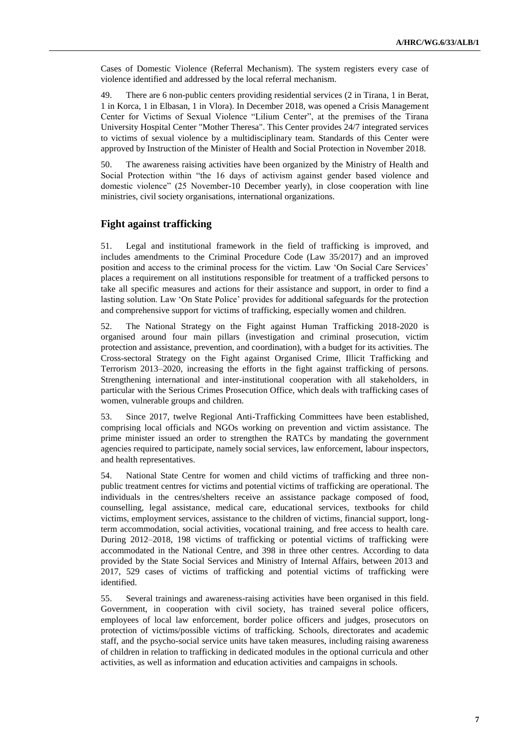Cases of Domestic Violence (Referral Mechanism). The system registers every case of violence identified and addressed by the local referral mechanism.

49. There are 6 non-public centers providing residential services (2 in Tirana, 1 in Berat, 1 in Korca, 1 in Elbasan, 1 in Vlora). In December 2018, was opened a Crisis Management Center for Victims of Sexual Violence "Lilium Center", at the premises of the Tirana University Hospital Center "Mother Theresa". This Center provides 24/7 integrated services to victims of sexual violence by a multidisciplinary team. Standards of this Center were approved by Instruction of the Minister of Health and Social Protection in November 2018.

50. The awareness raising activities have been organized by the Ministry of Health and Social Protection within "the 16 days of activism against gender based violence and domestic violence" (25 November-10 December yearly), in close cooperation with line ministries, civil society organisations, international organizations.

## Fight against trafficking

51. Legal and institutional framework in the field of trafficking is improved, and includes amendments to the Criminal Procedure Code (Law 35/2017) and an improved position and access to the criminal process for the victim. Law 'On Social Care Services' places a requirement on all institutions responsible for treatment of a trafficked persons to take all specific measures and actions for their assistance and support, in order to find a lasting solution. Law 'On State Police' provides for additional safeguards for the protection and comprehensive support for victims of trafficking, especially women and children.

52. The National Strategy on the Fight against Human Trafficking 2018-2020 is organised around four main pillars (investigation and criminal prosecution, victim protection and assistance, prevention, and coordination), with a budget for its activities. The Cross-sectoral Strategy on the Fight against Organised Crime, Illicit Trafficking and Terrorism 2013–2020, increasing the efforts in the fight against trafficking of persons. Strengthening international and inter-institutional cooperation with all stakeholders, in particular with the Serious Crimes Prosecution Office, which deals with trafficking cases of women, vulnerable groups and children.

53. Since 2017, twelve Regional Anti-Trafficking Committees have been established, comprising local officials and NGOs working on prevention and victim assistance. The prime minister issued an order to strengthen the RATCs by mandating the government agencies required to participate, namely social services, law enforcement, labour inspectors, and health representatives.

54. National State Centre for women and child victims of trafficking and three non-public treatment centres for victims and potential victims of trafficking are operational. The individuals in the centres/shelters receive an assistance package composed of food, counselling, legal assistance, medical care, educational services, textbooks for child victims, employment services, assistance to the children of victims, financial support, long-term accommodation, social activities, vocational training, and free access to health care. During 2012–2018, 198 victims of trafficking or potential victims of trafficking were accommodated in the National Centre, and 398 in three other centres. According to data provided by the State Social Services and Ministry of Internal Affairs, between 2013 and 2017, 529 cases of victims of trafficking and potential victims of trafficking were identified.

55. Several trainings and awareness-raising activities have been organised in this field. Government, in cooperation with civil society, has trained several police officers, employees of local law enforcement, border police officers and judges, prosecutors on protection of victims/possible victims of trafficking. Schools, directorates and academic staff, and the psycho-social service units have taken measures, including raising awareness of children in relation to trafficking in dedicated modules in the optional curricula and other activities, as well as information and education activities and campaigns in schools.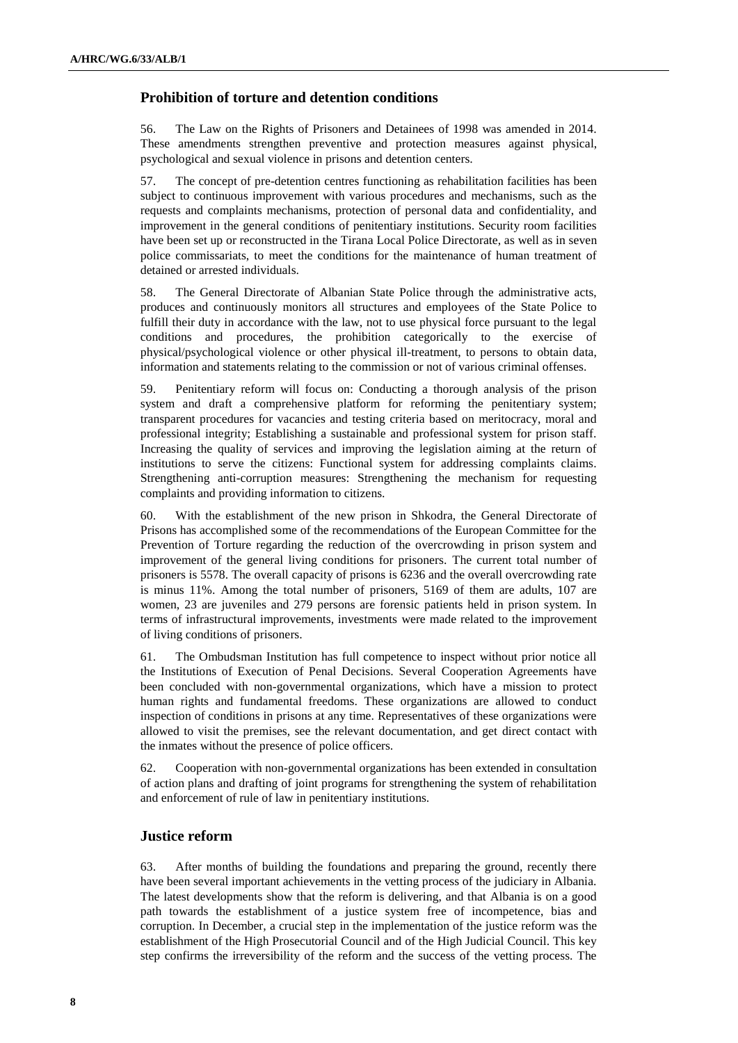## Prohibition of torture and detention conditions

56. The Law on the Rights of Prisoners and Detainees of 1998 was amended in 2014. These amendments strengthen preventive and protection measures against physical, psychological and sexual violence in prisons and detention centers.

57. The concept of pre-detention centres functioning as rehabilitation facilities has been subject to continuous improvement with various procedures and mechanisms, such as the requests and complaints mechanisms, protection of personal data and confidentiality, and improvement in the general conditions of penitentiary institutions. Security room facilities have been set up or reconstructed in the Tirana Local Police Directorate, as well as in seven police commissariats, to meet the conditions for the maintenance of human treatment of detained or arrested individuals.

58. The General Directorate of Albanian State Police through the administrative acts, produces and continuously monitors all structures and employees of the State Police to fulfill their duty in accordance with the law, not to use physical force pursuant to the legal conditions and procedures, the prohibition categorically to the exercise of physical/psychological violence or other physical ill-treatment, to persons to obtain data, information and statements relating to the commission or not of various criminal offenses.

59. Penitentiary reform will focus on: Conducting a thorough analysis of the prison system and draft a comprehensive platform for reforming the penitentiary system; transparent procedures for vacancies and testing criteria based on meritocracy, moral and professional integrity; Establishing a sustainable and professional system for prison staff. Increasing the quality of services and improving the legislation aiming at the return of institutions to serve the citizens: Functional system for addressing complaints claims. Strengthening anti-corruption measures: Strengthening the mechanism for requesting complaints and providing information to citizens.

60. With the establishment of the new prison in Shkodra, the General Directorate of Prisons has accomplished some of the recommendations of the European Committee for the Prevention of Torture regarding the reduction of the overcrowding in prison system and improvement of the general living conditions for prisoners. The current total number of prisoners is 5578. The overall capacity of prisons is 6236 and the overall overcrowding rate is minus 11%. Among the total number of prisoners, 5169 of them are adults, 107 are women, 23 are juveniles and 279 persons are forensic patients held in prison system. In terms of infrastructural improvements, investments were made related to the improvement of living conditions of prisoners.

61. The Ombudsman Institution has full competence to inspect without prior notice all the Institutions of Execution of Penal Decisions. Several Cooperation Agreements have been concluded with non-governmental organizations, which have a mission to protect human rights and fundamental freedoms. These organizations are allowed to conduct inspection of conditions in prisons at any time. Representatives of these organizations were allowed to visit the premises, see the relevant documentation, and get direct contact with the inmates without the presence of police officers.

62. Cooperation with non-governmental organizations has been extended in consultation of action plans and drafting of joint programs for strengthening the system of rehabilitation and enforcement of rule of law in penitentiary institutions.

## Justice reform

63. After months of building the foundations and preparing the ground, recently there have been several important achievements in the vetting process of the judiciary in Albania. The latest developments show that the reform is delivering, and that Albania is on a good path towards the establishment of a justice system free of incompetence, bias and corruption. In December, a crucial step in the implementation of the justice reform was the establishment of the High Prosecutorial Council and of the High Judicial Council. This key step confirms the irreversibility of the reform and the success of the vetting process. The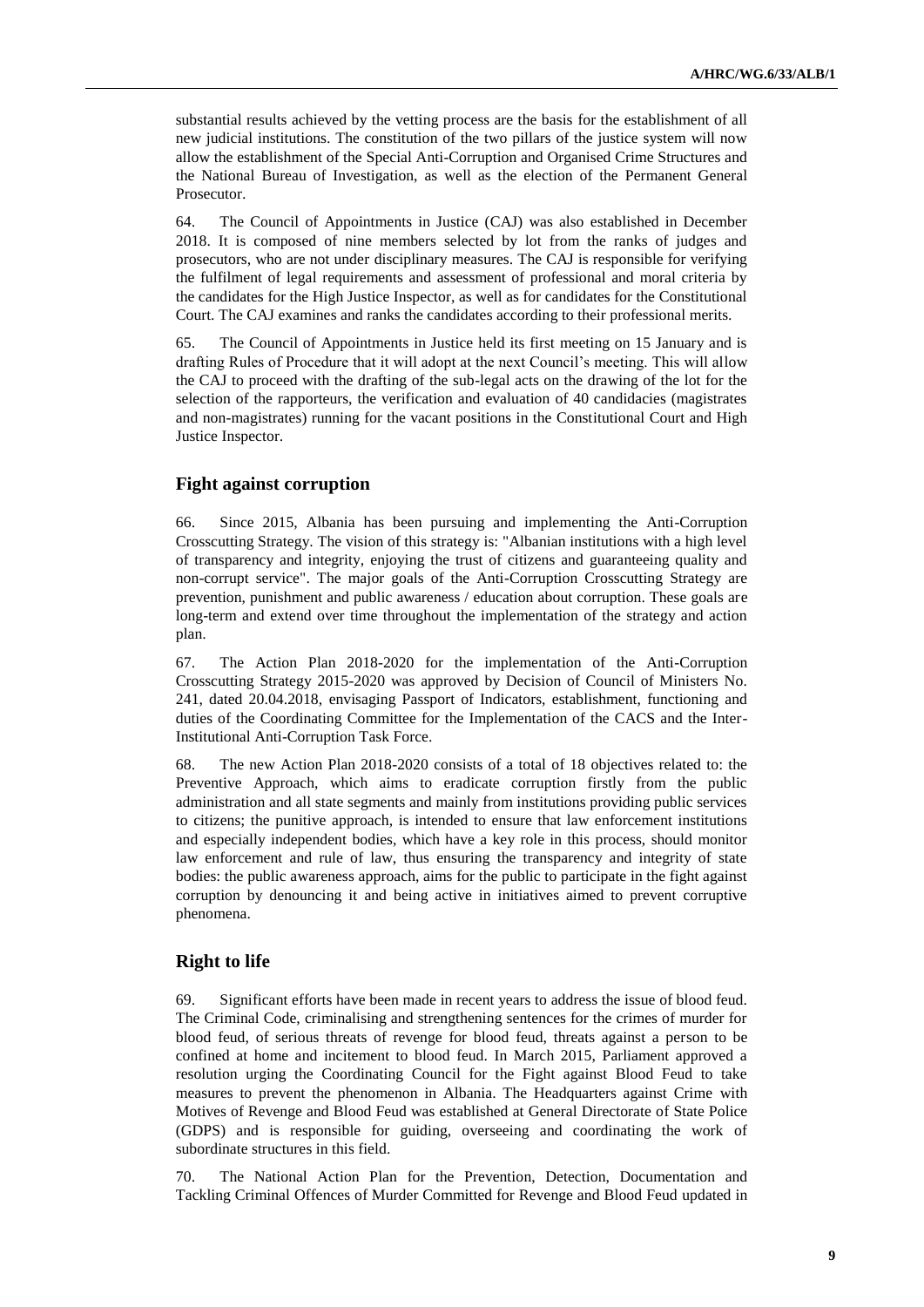substantial results achieved by the vetting process are the basis for the establishment of all new judicial institutions. The constitution of the two pillars of the justice system will now allow the establishment of the Special Anti-Corruption and Organised Crime Structures and the National Bureau of Investigation, as well as the election of the Permanent General Prosecutor.

64. The Council of Appointments in Justice (CAJ) was also established in December 2018. It is composed of nine members selected by lot from the ranks of judges and prosecutors, who are not under disciplinary measures. The CAJ is responsible for verifying the fulfilment of legal requirements and assessment of professional and moral criteria by the candidates for the High Justice Inspector, as well as for candidates for the Constitutional Court. The CAJ examines and ranks the candidates according to their professional merits.

65. The Council of Appointments in Justice held its first meeting on 15 January and is drafting Rules of Procedure that it will adopt at the next Council's meeting. This will allow the CAJ to proceed with the drafting of the sub-legal acts on the drawing of the lot for the selection of the rapporteurs, the verification and evaluation of 40 candidacies (magistrates and non-magistrates) running for the vacant positions in the Constitutional Court and High Justice Inspector.

## Fight against corruption

66. Since 2015, Albania has been pursuing and implementing the Anti-Corruption Crosscutting Strategy. The vision of this strategy is: "Albanian institutions with a high level of transparency and integrity, enjoying the trust of citizens and guaranteeing quality and non-corrupt service". The major goals of the Anti-Corruption Crosscutting Strategy are prevention, punishment and public awareness / education about corruption. These goals are long-term and extend over time throughout the implementation of the strategy and action plan.

67. The Action Plan 2018-2020 for the implementation of the Anti-Corruption Crosscutting Strategy 2015-2020 was approved by Decision of Council of Ministers No. 241, dated 20.04.2018, envisaging Passport of Indicators, establishment, functioning and duties of the Coordinating Committee for the Implementation of the CACS and the Inter-Institutional Anti-Corruption Task Force.

68. The new Action Plan 2018-2020 consists of a total of 18 objectives related to: the Preventive Approach, which aims to eradicate corruption firstly from the public administration and all state segments and mainly from institutions providing public services to citizens; the punitive approach, is intended to ensure that law enforcement institutions and especially independent bodies, which have a key role in this process, should monitor law enforcement and rule of law, thus ensuring the transparency and integrity of state bodies: the public awareness approach, aims for the public to participate in the fight against corruption by denouncing it and being active in initiatives aimed to prevent corruptive phenomena.

## Right to life

69. Significant efforts have been made in recent years to address the issue of blood feud. The Criminal Code, criminalising and strengthening sentences for the crimes of murder for blood feud, of serious threats of revenge for blood feud, threats against a person to be confined at home and incitement to blood feud. In March 2015, Parliament approved a resolution urging the Coordinating Council for the Fight against Blood Feud to take measures to prevent the phenomenon in Albania. The Headquarters against Crime with Motives of Revenge and Blood Feud was established at General Directorate of State Police (GDPS) and is responsible for guiding, overseeing and coordinating the work of subordinate structures in this field.

70. The National Action Plan for the Prevention, Detection, Documentation and Tackling Criminal Offences of Murder Committed for Revenge and Blood Feud updated in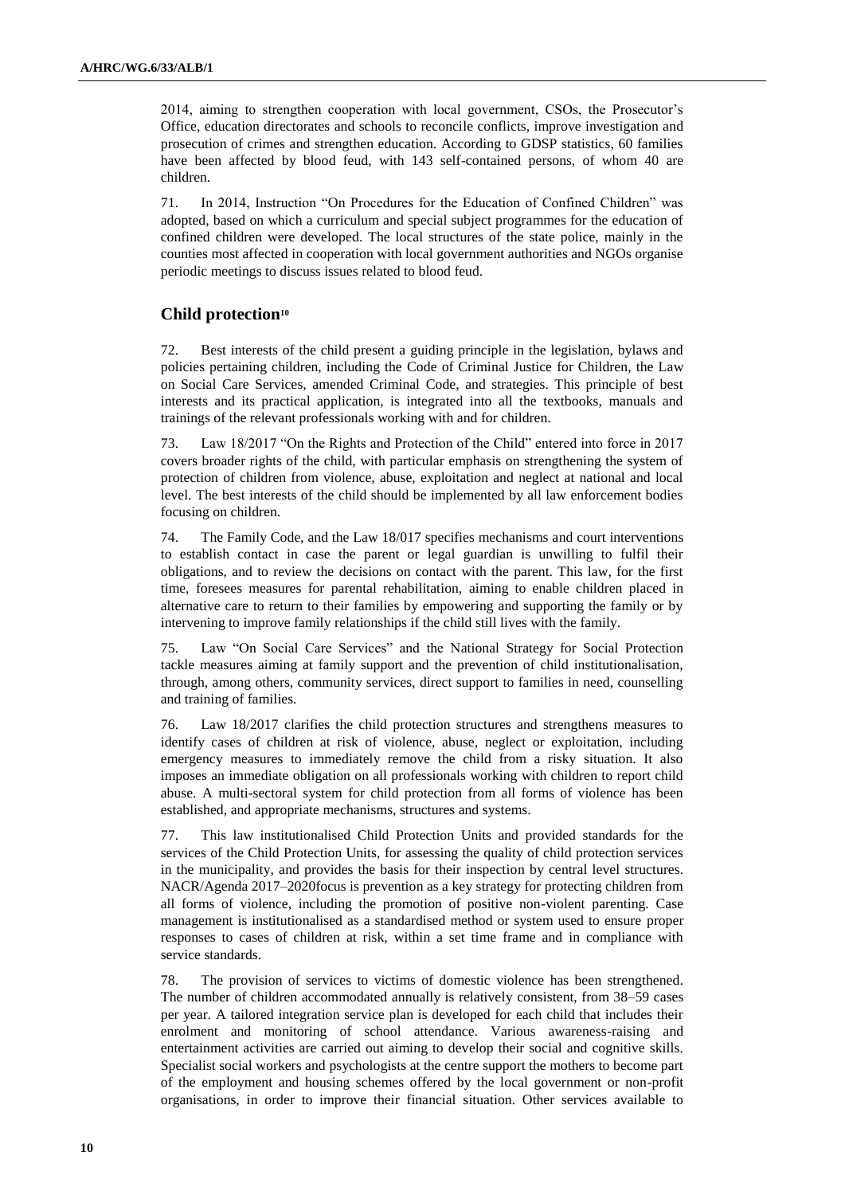2014, aiming to strengthen cooperation with local government, CSOs, the Prosecutor's Office, education directorates and schools to reconcile conflicts, improve investigation and prosecution of crimes and strengthen education. According to GDSP statistics, 60 families have been affected by blood feud, with 143 self-contained persons, of whom 40 are children.

71. In 2014, Instruction "On Procedures for the Education of Confined Children" was adopted, based on which a curriculum and special subject programmes for the education of confined children were developed. The local structures of the state police, mainly in the counties most affected in cooperation with local government authorities and NGOs organise periodic meetings to discuss issues related to blood feud.

## Child protection[10]

72. Best interests of the child present a guiding principle in the legislation, bylaws and policies pertaining children, including the Code of Criminal Justice for Children, the Law on Social Care Services, amended Criminal Code, and strategies. This principle of best interests and its practical application, is integrated into all the textbooks, manuals and trainings of the relevant professionals working with and for children.

73. Law 18/2017 "On the Rights and Protection of the Child" entered into force in 2017 covers broader rights of the child, with particular emphasis on strengthening the system of protection of children from violence, abuse, exploitation and neglect at national and local level. The best interests of the child should be implemented by all law enforcement bodies focusing on children.

74. The Family Code, and the Law 18/017 specifies mechanisms and court interventions to establish contact in case the parent or legal guardian is unwilling to fulfil their obligations, and to review the decisions on contact with the parent. This law, for the first time, foresees measures for parental rehabilitation, aiming to enable children placed in alternative care to return to their families by empowering and supporting the family or by intervening to improve family relationships if the child still lives with the family.

75. Law "On Social Care Services" and the National Strategy for Social Protection tackle measures aiming at family support and the prevention of child institutionalisation, through, among others, community services, direct support to families in need, counselling and training of families.

76. Law 18/2017 clarifies the child protection structures and strengthens measures to identify cases of children at risk of violence, abuse, neglect or exploitation, including emergency measures to immediately remove the child from a risky situation. It also imposes an immediate obligation on all professionals working with children to report child abuse. A multi-sectoral system for child protection from all forms of violence has been established, and appropriate mechanisms, structures and systems.

77. This law institutionalised Child Protection Units and provided standards for the services of the Child Protection Units, for assessing the quality of child protection services in the municipality, and provides the basis for their inspection by central level structures. NACR/Agenda 2017–2020focus is prevention as a key strategy for protecting children from all forms of violence, including the promotion of positive non-violent parenting. Case management is institutionalised as a standardised method or system used to ensure proper responses to cases of children at risk, within a set time frame and in compliance with service standards.

78. The provision of services to victims of domestic violence has been strengthened. The number of children accommodated annually is relatively consistent, from 38–59 cases per year. A tailored integration service plan is developed for each child that includes their enrolment and monitoring of school attendance. Various awareness-raising and entertainment activities are carried out aiming to develop their social and cognitive skills. Specialist social workers and psychologists at the centre support the mothers to become part of the employment and housing schemes offered by the local government or non-profit organisations, in order to improve their financial situation. Other services available to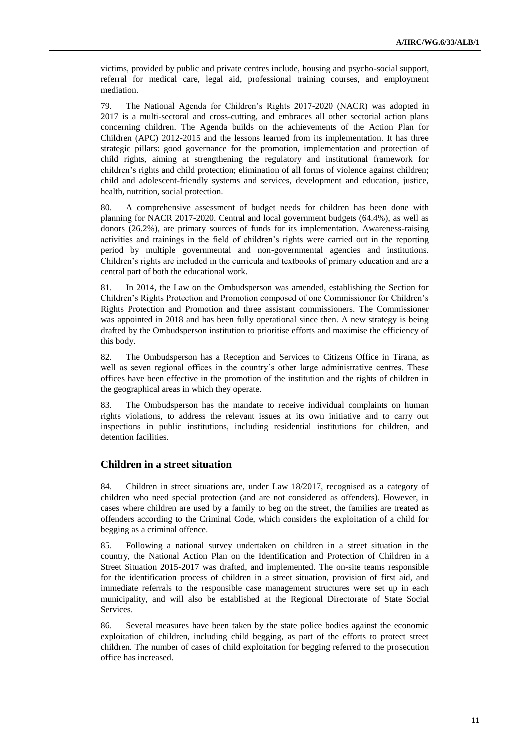victims, provided by public and private centres include, housing and psycho-social support, referral for medical care, legal aid, professional training courses, and employment mediation.

79. The National Agenda for Children's Rights 2017-2020 (NACR) was adopted in 2017 is a multi-sectoral and cross-cutting, and embraces all other sectorial action plans concerning children. The Agenda builds on the achievements of the Action Plan for Children (APC) 2012-2015 and the lessons learned from its implementation. It has three strategic pillars: good governance for the promotion, implementation and protection of child rights, aiming at strengthening the regulatory and institutional framework for children's rights and child protection; elimination of all forms of violence against children; child and adolescent-friendly systems and services, development and education, justice, health, nutrition, social protection.

80. A comprehensive assessment of budget needs for children has been done with planning for NACR 2017-2020. Central and local government budgets (64.4%), as well as donors (26.2%), are primary sources of funds for its implementation. Awareness-raising activities and trainings in the field of children's rights were carried out in the reporting period by multiple governmental and non-governmental agencies and institutions. Children's rights are included in the curricula and textbooks of primary education and are a central part of both the educational work.

81. In 2014, the Law on the Ombudsperson was amended, establishing the Section for Children's Rights Protection and Promotion composed of one Commissioner for Children's Rights Protection and Promotion and three assistant commissioners. The Commissioner was appointed in 2018 and has been fully operational since then. A new strategy is being drafted by the Ombudsperson institution to prioritise efforts and maximise the efficiency of this body.

82. The Ombudsperson has a Reception and Services to Citizens Office in Tirana, as well as seven regional offices in the country's other large administrative centres. These offices have been effective in the promotion of the institution and the rights of children in the geographical areas in which they operate.

83. The Ombudsperson has the mandate to receive individual complaints on human rights violations, to address the relevant issues at its own initiative and to carry out inspections in public institutions, including residential institutions for children, and detention facilities.

## Children in a street situation

84. Children in street situations are, under Law 18/2017, recognised as a category of children who need special protection (and are not considered as offenders). However, in cases where children are used by a family to beg on the street, the families are treated as offenders according to the Criminal Code, which considers the exploitation of a child for begging as a criminal offence.

85. Following a national survey undertaken on children in a street situation in the country, the National Action Plan on the Identification and Protection of Children in a Street Situation 2015-2017 was drafted, and implemented. The on-site teams responsible for the identification process of children in a street situation, provision of first aid, and immediate referrals to the responsible case management structures were set up in each municipality, and will also be established at the Regional Directorate of State Social Services.

86. Several measures have been taken by the state police bodies against the economic exploitation of children, including child begging, as part of the efforts to protect street children. The number of cases of child exploitation for begging referred to the prosecution office has increased.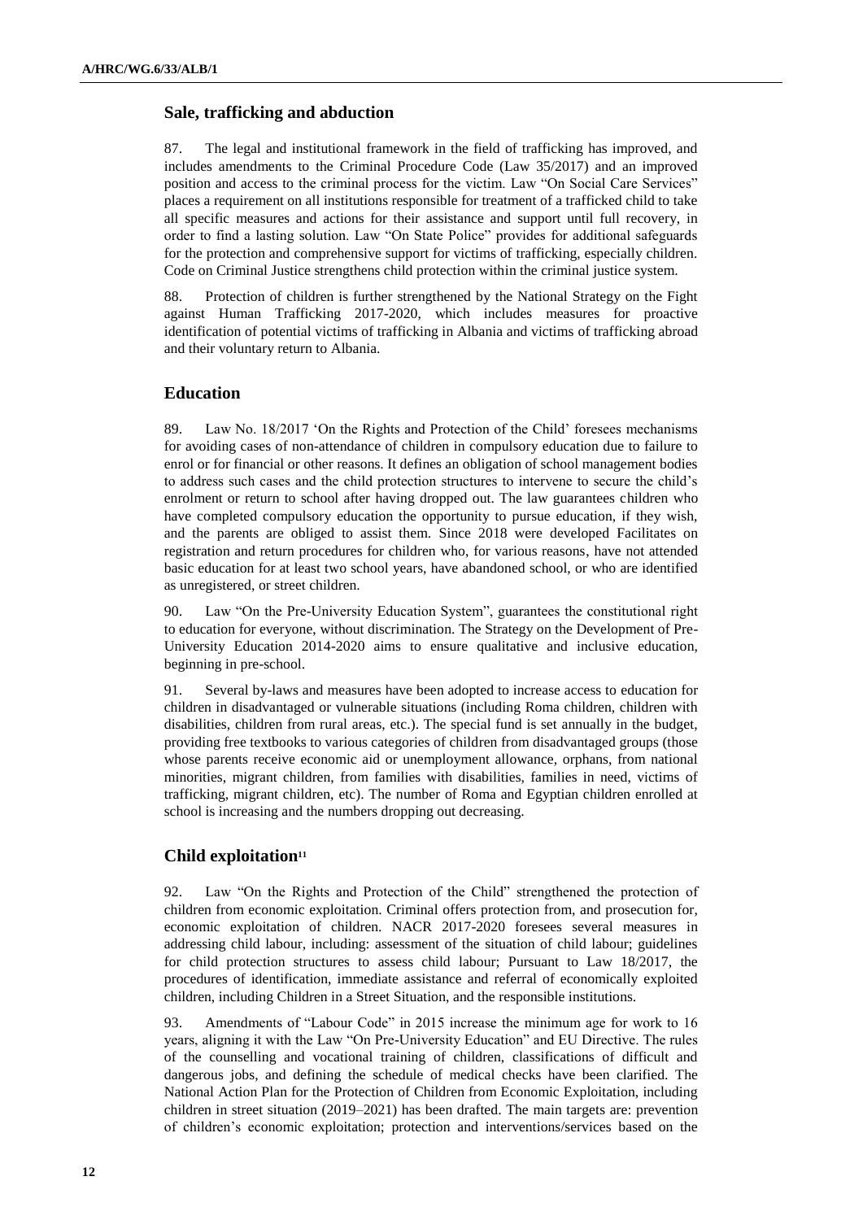## Sale, trafficking and abduction

87. The legal and institutional framework in the field of trafficking has improved, and includes amendments to the Criminal Procedure Code (Law 35/2017) and an improved position and access to the criminal process for the victim. Law "On Social Care Services" places a requirement on all institutions responsible for treatment of a trafficked child to take all specific measures and actions for their assistance and support until full recovery, in order to find a lasting solution. Law "On State Police" provides for additional safeguards for the protection and comprehensive support for victims of trafficking, especially children. Code on Criminal Justice strengthens child protection within the criminal justice system.

88. Protection of children is further strengthened by the National Strategy on the Fight against Human Trafficking 2017-2020, which includes measures for proactive identification of potential victims of trafficking in Albania and victims of trafficking abroad and their voluntary return to Albania.

## Education

89. Law No. 18/2017 'On the Rights and Protection of the Child' foresees mechanisms for avoiding cases of non-attendance of children in compulsory education due to failure to enrol or for financial or other reasons. It defines an obligation of school management bodies to address such cases and the child protection structures to intervene to secure the child's enrolment or return to school after having dropped out. The law guarantees children who have completed compulsory education the opportunity to pursue education, if they wish, and the parents are obliged to assist them. Since 2018 were developed Facilitates on registration and return procedures for children who, for various reasons, have not attended basic education for at least two school years, have abandoned school, or who are identified as unregistered, or street children.

90. Law "On the Pre-University Education System", guarantees the constitutional right to education for everyone, without discrimination. The Strategy on the Development of Pre-University Education 2014-2020 aims to ensure qualitative and inclusive education, beginning in pre-school.

91. Several by-laws and measures have been adopted to increase access to education for children in disadvantaged or vulnerable situations (including Roma children, children with disabilities, children from rural areas, etc.). The special fund is set annually in the budget, providing free textbooks to various categories of children from disadvantaged groups (those whose parents receive economic aid or unemployment allowance, orphans, from national minorities, migrant children, from families with disabilities, families in need, victims of trafficking, migrant children, etc). The number of Roma and Egyptian children enrolled at school is increasing and the numbers dropping out decreasing.

## Child exploitation[11]

92. Law "On the Rights and Protection of the Child" strengthened the protection of children from economic exploitation. Criminal offers protection from, and prosecution for, economic exploitation of children. NACR 2017-2020 foresees several measures in addressing child labour, including: assessment of the situation of child labour; guidelines for child protection structures to assess child labour; Pursuant to Law 18/2017, the procedures of identification, immediate assistance and referral of economically exploited children, including Children in a Street Situation, and the responsible institutions.

93. Amendments of "Labour Code" in 2015 increase the minimum age for work to 16 years, aligning it with the Law "On Pre-University Education" and EU Directive. The rules of the counselling and vocational training of children, classifications of difficult and dangerous jobs, and defining the schedule of medical checks have been clarified. The National Action Plan for the Protection of Children from Economic Exploitation, including children in street situation (2019–2021) has been drafted. The main targets are: prevention of children's economic exploitation; protection and interventions/services based on the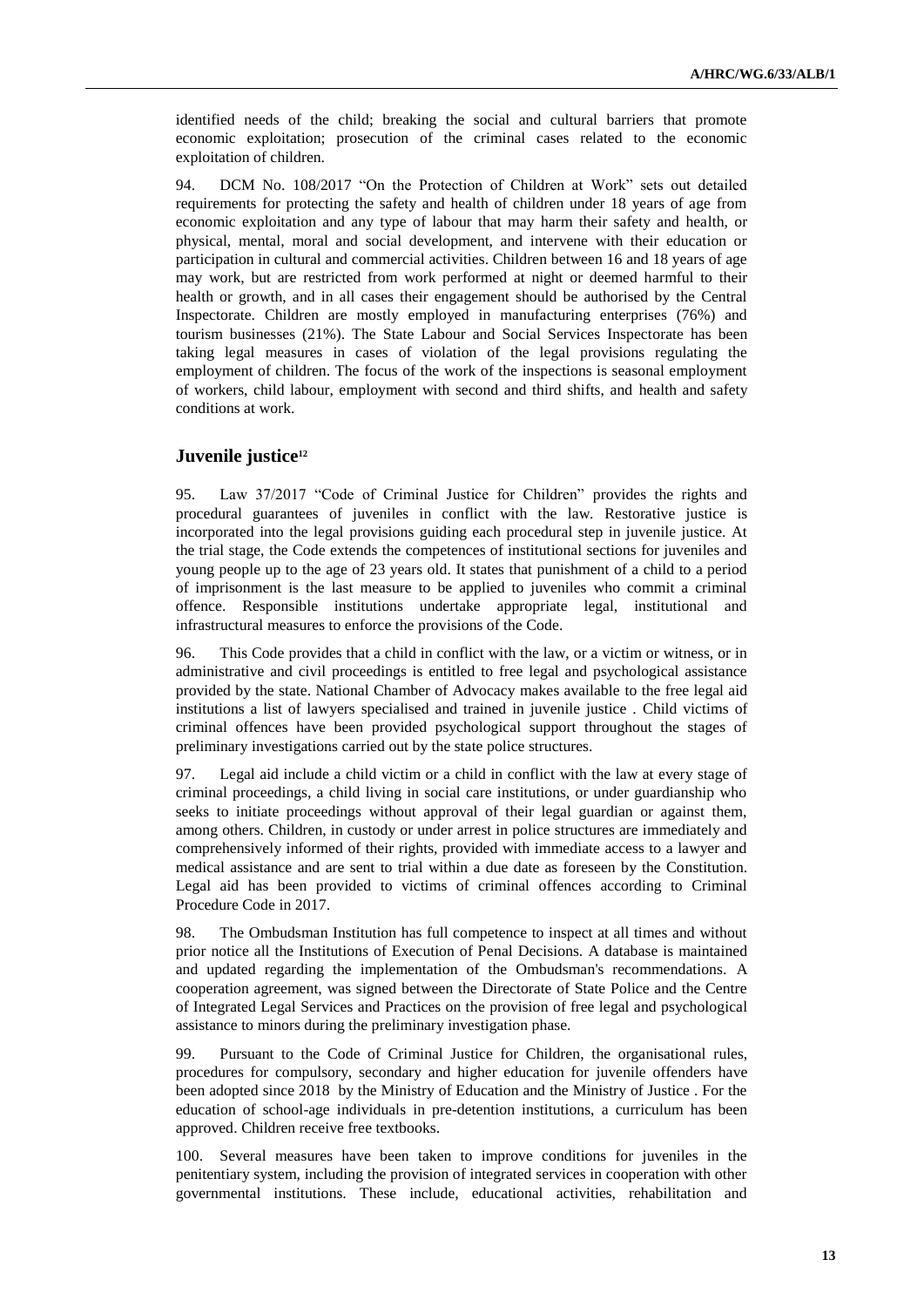identified needs of the child; breaking the social and cultural barriers that promote economic exploitation; prosecution of the criminal cases related to the economic exploitation of children.

94. DCM No. 108/2017 "On the Protection of Children at Work" sets out detailed requirements for protecting the safety and health of children under 18 years of age from economic exploitation and any type of labour that may harm their safety and health, or physical, mental, moral and social development, and intervene with their education or participation in cultural and commercial activities. Children between 16 and 18 years of age may work, but are restricted from work performed at night or deemed harmful to their health or growth, and in all cases their engagement should be authorised by the Central Inspectorate. Children are mostly employed in manufacturing enterprises (76%) and tourism businesses (21%). The State Labour and Social Services Inspectorate has been taking legal measures in cases of violation of the legal provisions regulating the employment of children. The focus of the work of the inspections is seasonal employment of workers, child labour, employment with second and third shifts, and health and safety conditions at work.

## Juvenile justice[12]

95. Law 37/2017 "Code of Criminal Justice for Children" provides the rights and procedural guarantees of juveniles in conflict with the law. Restorative justice is incorporated into the legal provisions guiding each procedural step in juvenile justice. At the trial stage, the Code extends the competences of institutional sections for juveniles and young people up to the age of 23 years old. It states that punishment of a child to a period of imprisonment is the last measure to be applied to juveniles who commit a criminal offence. Responsible institutions undertake appropriate legal, institutional and infrastructural measures to enforce the provisions of the Code.

96. This Code provides that a child in conflict with the law, or a victim or witness, or in administrative and civil proceedings is entitled to free legal and psychological assistance provided by the state. National Chamber of Advocacy makes available to the free legal aid institutions a list of lawyers specialised and trained in juvenile justice . Child victims of criminal offences have been provided psychological support throughout the stages of preliminary investigations carried out by the state police structures.

97. Legal aid include a child victim or a child in conflict with the law at every stage of criminal proceedings, a child living in social care institutions, or under guardianship who seeks to initiate proceedings without approval of their legal guardian or against them, among others. Children, in custody or under arrest in police structures are immediately and comprehensively informed of their rights, provided with immediate access to a lawyer and medical assistance and are sent to trial within a due date as foreseen by the Constitution. Legal aid has been provided to victims of criminal offences according to Criminal Procedure Code in 2017.

98. The Ombudsman Institution has full competence to inspect at all times and without prior notice all the Institutions of Execution of Penal Decisions. A database is maintained and updated regarding the implementation of the Ombudsman's recommendations. A cooperation agreement, was signed between the Directorate of State Police and the Centre of Integrated Legal Services and Practices on the provision of free legal and psychological assistance to minors during the preliminary investigation phase.

99. Pursuant to the Code of Criminal Justice for Children, the organisational rules, procedures for compulsory, secondary and higher education for juvenile offenders have been adopted since 2018 by the Ministry of Education and the Ministry of Justice . For the education of school-age individuals in pre-detention institutions, a curriculum has been approved. Children receive free textbooks.

100. Several measures have been taken to improve conditions for juveniles in the penitentiary system, including the provision of integrated services in cooperation with other governmental institutions. These include, educational activities, rehabilitation and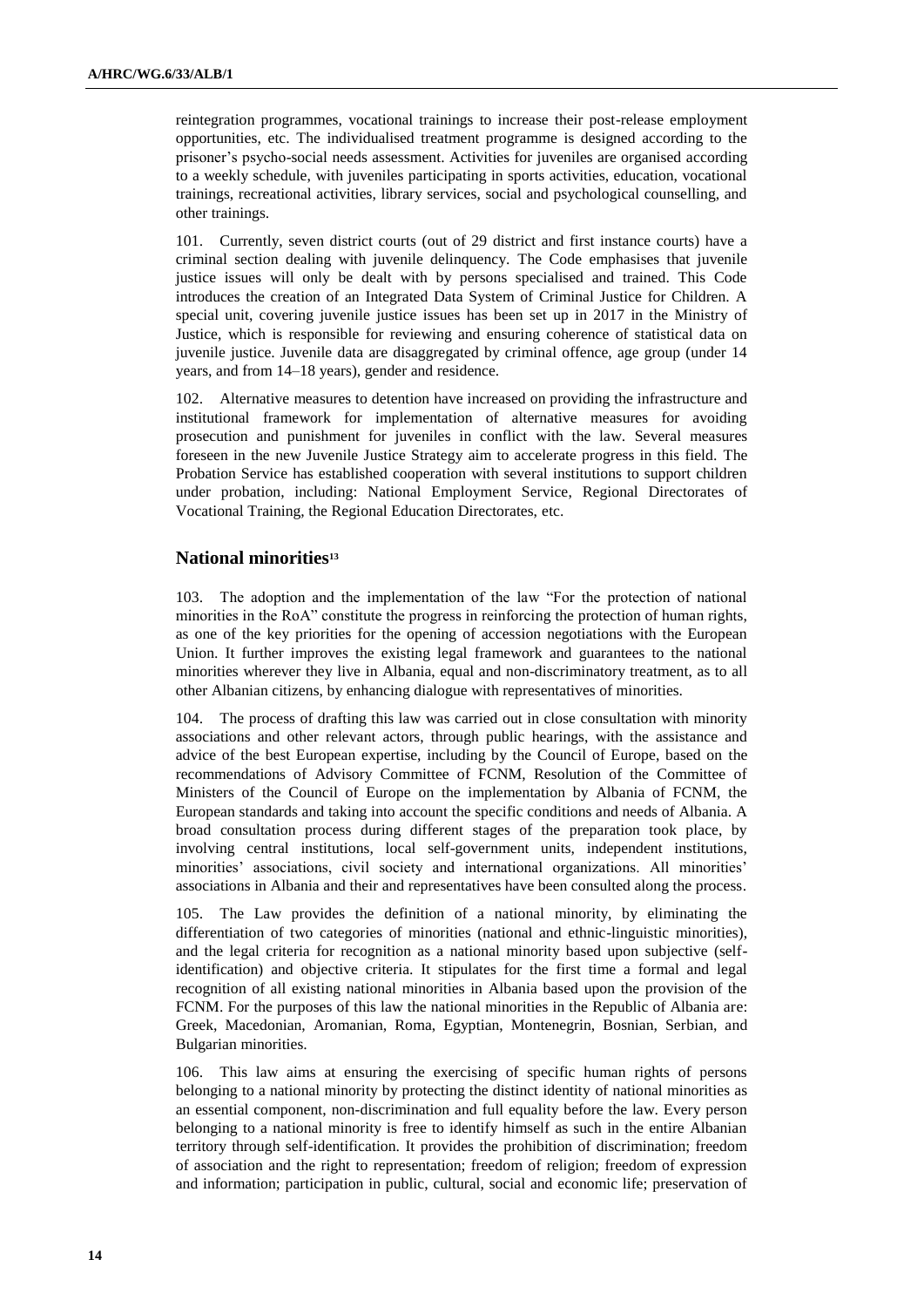reintegration programmes, vocational trainings to increase their post-release employment opportunities, etc. The individualised treatment programme is designed according to the prisoner's psycho-social needs assessment. Activities for juveniles are organised according to a weekly schedule, with juveniles participating in sports activities, education, vocational trainings, recreational activities, library services, social and psychological counselling, and other trainings.

101. Currently, seven district courts (out of 29 district and first instance courts) have a criminal section dealing with juvenile delinquency. The Code emphasises that juvenile justice issues will only be dealt with by persons specialised and trained. This Code introduces the creation of an Integrated Data System of Criminal Justice for Children. A special unit, covering juvenile justice issues has been set up in 2017 in the Ministry of Justice, which is responsible for reviewing and ensuring coherence of statistical data on juvenile justice. Juvenile data are disaggregated by criminal offence, age group (under 14 years, and from 14–18 years), gender and residence.

102. Alternative measures to detention have increased on providing the infrastructure and institutional framework for implementation of alternative measures for avoiding prosecution and punishment for juveniles in conflict with the law. Several measures foreseen in the new Juvenile Justice Strategy aim to accelerate progress in this field. The Probation Service has established cooperation with several institutions to support children under probation, including: National Employment Service, Regional Directorates of Vocational Training, the Regional Education Directorates, etc.

## National minorities[13]

103. The adoption and the implementation of the law "For the protection of national minorities in the RoA" constitute the progress in reinforcing the protection of human rights, as one of the key priorities for the opening of accession negotiations with the European Union. It further improves the existing legal framework and guarantees to the national minorities wherever they live in Albania, equal and non-discriminatory treatment, as to all other Albanian citizens, by enhancing dialogue with representatives of minorities.

104. The process of drafting this law was carried out in close consultation with minority associations and other relevant actors, through public hearings, with the assistance and advice of the best European expertise, including by the Council of Europe, based on the recommendations of Advisory Committee of FCNM, Resolution of the Committee of Ministers of the Council of Europe on the implementation by Albania of FCNM, the European standards and taking into account the specific conditions and needs of Albania. A broad consultation process during different stages of the preparation took place, by involving central institutions, local self-government units, independent institutions, minorities' associations, civil society and international organizations. All minorities' associations in Albania and their and representatives have been consulted along the process.

105. The Law provides the definition of a national minority, by eliminating the differentiation of two categories of minorities (national and ethnic-linguistic minorities), and the legal criteria for recognition as a national minority based upon subjective (self-identification) and objective criteria. It stipulates for the first time a formal and legal recognition of all existing national minorities in Albania based upon the provision of the FCNM. For the purposes of this law the national minorities in the Republic of Albania are: Greek, Macedonian, Aromanian, Roma, Egyptian, Montenegrin, Bosnian, Serbian, and Bulgarian minorities.

106. This law aims at ensuring the exercising of specific human rights of persons belonging to a national minority by protecting the distinct identity of national minorities as an essential component, non-discrimination and full equality before the law. Every person belonging to a national minority is free to identify himself as such in the entire Albanian territory through self-identification. It provides the prohibition of discrimination; freedom of association and the right to representation; freedom of religion; freedom of expression and information; participation in public, cultural, social and economic life; preservation of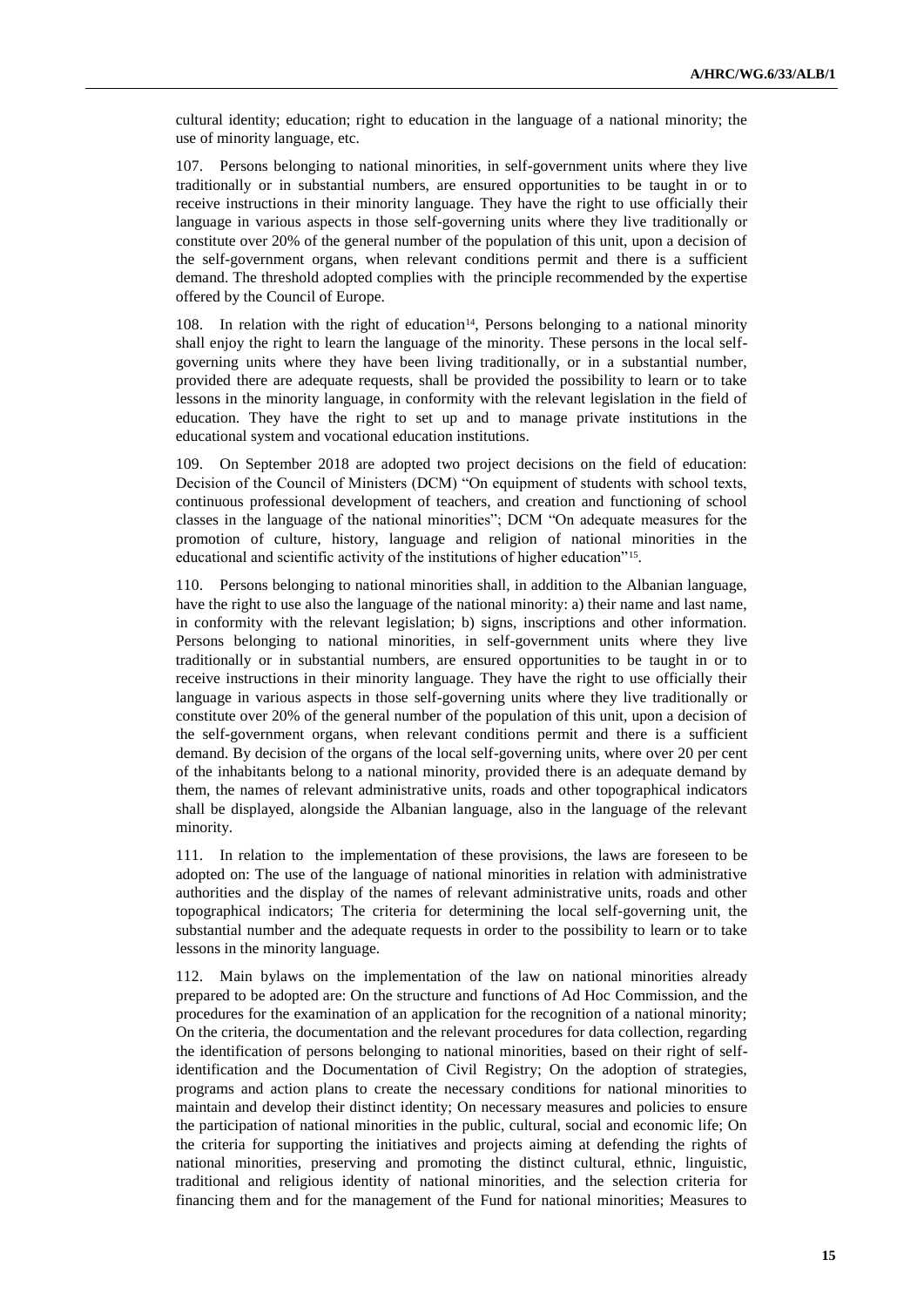cultural identity; education; right to education in the language of a national minority; the use of minority language, etc.

107. Persons belonging to national minorities, in self-government units where they live traditionally or in substantial numbers, are ensured opportunities to be taught in or to receive instructions in their minority language. They have the right to use officially their language in various aspects in those self-governing units where they live traditionally or constitute over 20% of the general number of the population of this unit, upon a decision of the self-government organs, when relevant conditions permit and there is a sufficient demand. The threshold adopted complies with the principle recommended by the expertise offered by the Council of Europe.

108. In relation with the right of education[14], Persons belonging to a national minority shall enjoy the right to learn the language of the minority. These persons in the local self-governing units where they have been living traditionally, or in a substantial number, provided there are adequate requests, shall be provided the possibility to learn or to take lessons in the minority language, in conformity with the relevant legislation in the field of education. They have the right to set up and to manage private institutions in the educational system and vocational education institutions.

109. On September 2018 are adopted two project decisions on the field of education: Decision of the Council of Ministers (DCM) "On equipment of students with school texts, continuous professional development of teachers, and creation and functioning of school classes in the language of the national minorities"; DCM "On adequate measures for the promotion of culture, history, language and religion of national minorities in the educational and scientific activity of the institutions of higher education"[15].

110. Persons belonging to national minorities shall, in addition to the Albanian language, have the right to use also the language of the national minority: a) their name and last name, in conformity with the relevant legislation; b) signs, inscriptions and other information. Persons belonging to national minorities, in self-government units where they live traditionally or in substantial numbers, are ensured opportunities to be taught in or to receive instructions in their minority language. They have the right to use officially their language in various aspects in those self-governing units where they live traditionally or constitute over 20% of the general number of the population of this unit, upon a decision of the self-government organs, when relevant conditions permit and there is a sufficient demand. By decision of the organs of the local self-governing units, where over 20 per cent of the inhabitants belong to a national minority, provided there is an adequate demand by them, the names of relevant administrative units, roads and other topographical indicators shall be displayed, alongside the Albanian language, also in the language of the relevant minority.

111. In relation to the implementation of these provisions, the laws are foreseen to be adopted on: The use of the language of national minorities in relation with administrative authorities and the display of the names of relevant administrative units, roads and other topographical indicators; The criteria for determining the local self-governing unit, the substantial number and the adequate requests in order to the possibility to learn or to take lessons in the minority language.

112. Main bylaws on the implementation of the law on national minorities already prepared to be adopted are: On the structure and functions of Ad Hoc Commission, and the procedures for the examination of an application for the recognition of a national minority; On the criteria, the documentation and the relevant procedures for data collection, regarding the identification of persons belonging to national minorities, based on their right of self-identification and the Documentation of Civil Registry; On the adoption of strategies, programs and action plans to create the necessary conditions for national minorities to maintain and develop their distinct identity; On necessary measures and policies to ensure the participation of national minorities in the public, cultural, social and economic life; On the criteria for supporting the initiatives and projects aiming at defending the rights of national minorities, preserving and promoting the distinct cultural, ethnic, linguistic, traditional and religious identity of national minorities, and the selection criteria for financing them and for the management of the Fund for national minorities; Measures to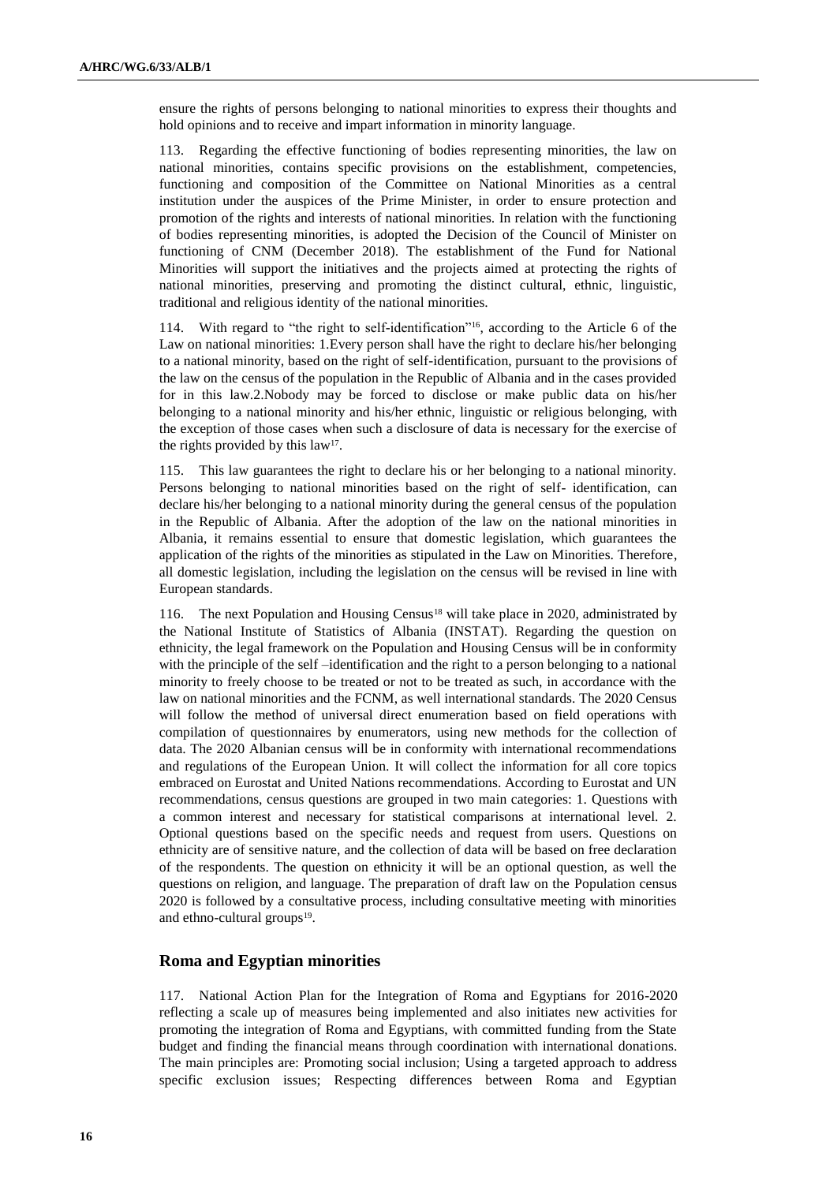ensure the rights of persons belonging to national minorities to express their thoughts and hold opinions and to receive and impart information in minority language.

113. Regarding the effective functioning of bodies representing minorities, the law on national minorities, contains specific provisions on the establishment, competencies, functioning and composition of the Committee on National Minorities as a central institution under the auspices of the Prime Minister, in order to ensure protection and promotion of the rights and interests of national minorities. In relation with the functioning of bodies representing minorities, is adopted the Decision of the Council of Minister on functioning of CNM (December 2018). The establishment of the Fund for National Minorities will support the initiatives and the projects aimed at protecting the rights of national minorities, preserving and promoting the distinct cultural, ethnic, linguistic, traditional and religious identity of the national minorities.

114. With regard to "the right to self-identification"[16], according to the Article 6 of the Law on national minorities: 1.Every person shall have the right to declare his/her belonging to a national minority, based on the right of self-identification, pursuant to the provisions of the law on the census of the population in the Republic of Albania and in the cases provided for in this law.2.Nobody may be forced to disclose or make public data on his/her belonging to a national minority and his/her ethnic, linguistic or religious belonging, with the exception of those cases when such a disclosure of data is necessary for the exercise of the rights provided by this law[17].

115. This law guarantees the right to declare his or her belonging to a national minority. Persons belonging to national minorities based on the right of self- identification, can declare his/her belonging to a national minority during the general census of the population in the Republic of Albania. After the adoption of the law on the national minorities in Albania, it remains essential to ensure that domestic legislation, which guarantees the application of the rights of the minorities as stipulated in the Law on Minorities. Therefore, all domestic legislation, including the legislation on the census will be revised in line with European standards.

116. The next Population and Housing Census[18] will take place in 2020, administrated by the National Institute of Statistics of Albania (INSTAT). Regarding the question on ethnicity, the legal framework on the Population and Housing Census will be in conformity with the principle of the self –identification and the right to a person belonging to a national minority to freely choose to be treated or not to be treated as such, in accordance with the law on national minorities and the FCNM, as well international standards. The 2020 Census will follow the method of universal direct enumeration based on field operations with compilation of questionnaires by enumerators, using new methods for the collection of data. The 2020 Albanian census will be in conformity with international recommendations and regulations of the European Union. It will collect the information for all core topics embraced on Eurostat and United Nations recommendations. According to Eurostat and UN recommendations, census questions are grouped in two main categories: 1. Questions with a common interest and necessary for statistical comparisons at international level. 2. Optional questions based on the specific needs and request from users. Questions on ethnicity are of sensitive nature, and the collection of data will be based on free declaration of the respondents. The question on ethnicity it will be an optional question, as well the questions on religion, and language. The preparation of draft law on the Population census 2020 is followed by a consultative process, including consultative meeting with minorities and ethno-cultural groups[19].

## Roma and Egyptian minorities

117. National Action Plan for the Integration of Roma and Egyptians for 2016-2020 reflecting a scale up of measures being implemented and also initiates new activities for promoting the integration of Roma and Egyptians, with committed funding from the State budget and finding the financial means through coordination with international donations. The main principles are: Promoting social inclusion; Using a targeted approach to address specific exclusion issues; Respecting differences between Roma and Egyptian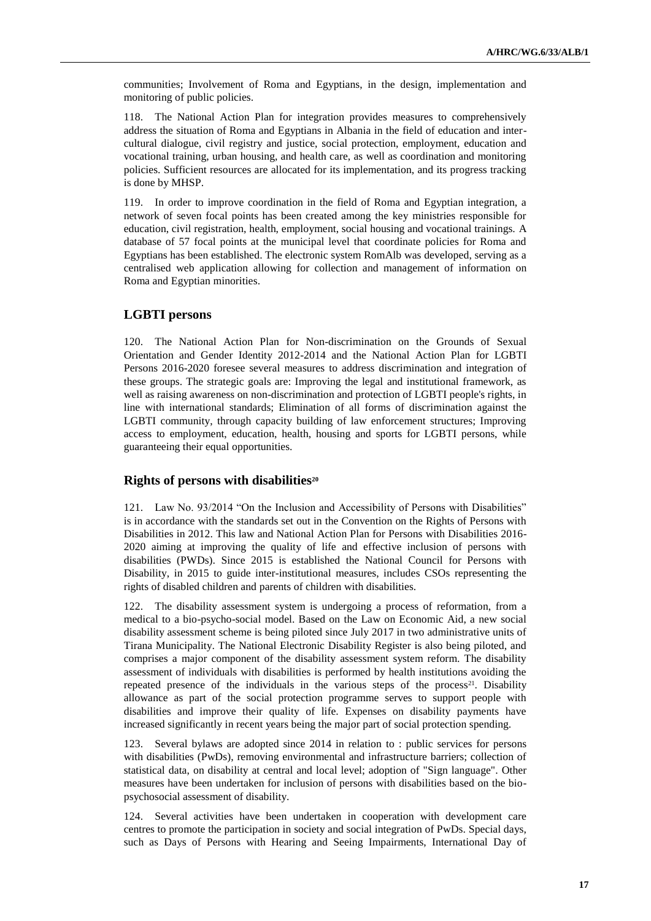communities; Involvement of Roma and Egyptians, in the design, implementation and monitoring of public policies.

118. The National Action Plan for integration provides measures to comprehensively address the situation of Roma and Egyptians in Albania in the field of education and inter-cultural dialogue, civil registry and justice, social protection, employment, education and vocational training, urban housing, and health care, as well as coordination and monitoring policies. Sufficient resources are allocated for its implementation, and its progress tracking is done by MHSP.

119. In order to improve coordination in the field of Roma and Egyptian integration, a network of seven focal points has been created among the key ministries responsible for education, civil registration, health, employment, social housing and vocational trainings. A database of 57 focal points at the municipal level that coordinate policies for Roma and Egyptians has been established. The electronic system RomAlb was developed, serving as a centralised web application allowing for collection and management of information on Roma and Egyptian minorities.

## LGBTI persons

120. The National Action Plan for Non-discrimination on the Grounds of Sexual Orientation and Gender Identity 2012-2014 and the National Action Plan for LGBTI Persons 2016-2020 foresee several measures to address discrimination and integration of these groups. The strategic goals are: Improving the legal and institutional framework, as well as raising awareness on non-discrimination and protection of LGBTI people's rights, in line with international standards; Elimination of all forms of discrimination against the LGBTI community, through capacity building of law enforcement structures; Improving access to employment, education, health, housing and sports for LGBTI persons, while guaranteeing their equal opportunities.

## Rights of persons with disabilities[20]

121. Law No. 93/2014 "On the Inclusion and Accessibility of Persons with Disabilities" is in accordance with the standards set out in the Convention on the Rights of Persons with Disabilities in 2012. This law and National Action Plan for Persons with Disabilities 2016-2020 aiming at improving the quality of life and effective inclusion of persons with disabilities (PWDs). Since 2015 is established the National Council for Persons with Disability, in 2015 to guide inter-institutional measures, includes CSOs representing the rights of disabled children and parents of children with disabilities.

122. The disability assessment system is undergoing a process of reformation, from a medical to a bio-psycho-social model. Based on the Law on Economic Aid, a new social disability assessment scheme is being piloted since July 2017 in two administrative units of Tirana Municipality. The National Electronic Disability Register is also being piloted, and comprises a major component of the disability assessment system reform. The disability assessment of individuals with disabilities is performed by health institutions avoiding the repeated presence of the individuals in the various steps of the process[21]. Disability allowance as part of the social protection programme serves to support people with disabilities and improve their quality of life. Expenses on disability payments have increased significantly in recent years being the major part of social protection spending.

123. Several bylaws are adopted since 2014 in relation to : public services for persons with disabilities (PwDs), removing environmental and infrastructure barriers; collection of statistical data, on disability at central and local level; adoption of "Sign language". Other measures have been undertaken for inclusion of persons with disabilities based on the bio-psychosocial assessment of disability.

124. Several activities have been undertaken in cooperation with development care centres to promote the participation in society and social integration of PwDs. Special days, such as Days of Persons with Hearing and Seeing Impairments, International Day of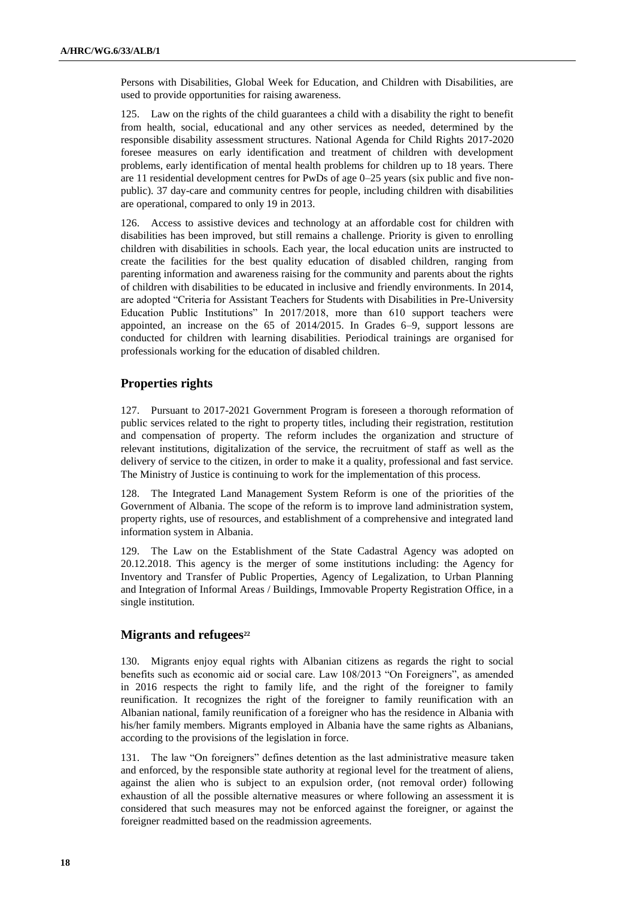Persons with Disabilities, Global Week for Education, and Children with Disabilities, are used to provide opportunities for raising awareness.

125. Law on the rights of the child guarantees a child with a disability the right to benefit from health, social, educational and any other services as needed, determined by the responsible disability assessment structures. National Agenda for Child Rights 2017-2020 foresee measures on early identification and treatment of children with development problems, early identification of mental health problems for children up to 18 years. There are 11 residential development centres for PwDs of age 0–25 years (six public and five non-public). 37 day-care and community centres for people, including children with disabilities are operational, compared to only 19 in 2013.

126. Access to assistive devices and technology at an affordable cost for children with disabilities has been improved, but still remains a challenge. Priority is given to enrolling children with disabilities in schools. Each year, the local education units are instructed to create the facilities for the best quality education of disabled children, ranging from parenting information and awareness raising for the community and parents about the rights of children with disabilities to be educated in inclusive and friendly environments. In 2014, are adopted "Criteria for Assistant Teachers for Students with Disabilities in Pre-University Education Public Institutions" In 2017/2018, more than 610 support teachers were appointed, an increase on the 65 of 2014/2015. In Grades 6–9, support lessons are conducted for children with learning disabilities. Periodical trainings are organised for professionals working for the education of disabled children.

## Properties rights

127. Pursuant to 2017-2021 Government Program is foreseen a thorough reformation of public services related to the right to property titles, including their registration, restitution and compensation of property. The reform includes the organization and structure of relevant institutions, digitalization of the service, the recruitment of staff as well as the delivery of service to the citizen, in order to make it a quality, professional and fast service. The Ministry of Justice is continuing to work for the implementation of this process.

128. The Integrated Land Management System Reform is one of the priorities of the Government of Albania. The scope of the reform is to improve land administration system, property rights, use of resources, and establishment of a comprehensive and integrated land information system in Albania.

129. The Law on the Establishment of the State Cadastral Agency was adopted on 20.12.2018. This agency is the merger of some institutions including: the Agency for Inventory and Transfer of Public Properties, Agency of Legalization, to Urban Planning and Integration of Informal Areas / Buildings, Immovable Property Registration Office, in a single institution.

## Migrants and refugees[22]

130. Migrants enjoy equal rights with Albanian citizens as regards the right to social benefits such as economic aid or social care. Law 108/2013 "On Foreigners", as amended in 2016 respects the right to family life, and the right of the foreigner to family reunification. It recognizes the right of the foreigner to family reunification with an Albanian national, family reunification of a foreigner who has the residence in Albania with his/her family members. Migrants employed in Albania have the same rights as Albanians, according to the provisions of the legislation in force.

131. The law "On foreigners" defines detention as the last administrative measure taken and enforced, by the responsible state authority at regional level for the treatment of aliens, against the alien who is subject to an expulsion order, (not removal order) following exhaustion of all the possible alternative measures or where following an assessment it is considered that such measures may not be enforced against the foreigner, or against the foreigner readmitted based on the readmission agreements.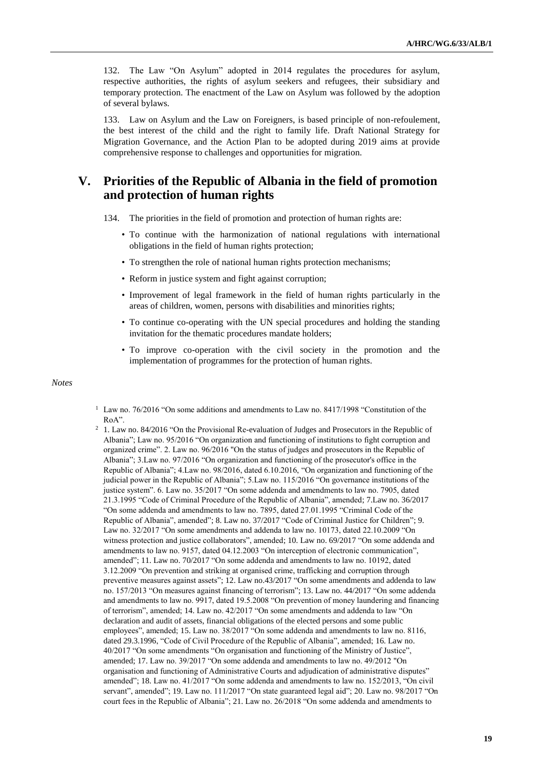132. The Law "On Asylum" adopted in 2014 regulates the procedures for asylum, respective authorities, the rights of asylum seekers and refugees, their subsidiary and temporary protection. The enactment of the Law on Asylum was followed by the adoption of several bylaws.

133. Law on Asylum and the Law on Foreigners, is based principle of non-refoulement, the best interest of the child and the right to family life. Draft National Strategy for Migration Governance, and the Action Plan to be adopted during 2019 aims at provide comprehensive response to challenges and opportunities for migration.

## V. Priorities of the Republic of Albania in the field of promotion and protection of human rights

134. The priorities in the field of promotion and protection of human rights are:

- To continue with the harmonization of national regulations with international obligations in the field of human rights protection;
- To strengthen the role of national human rights protection mechanisms;
- Reform in justice system and fight against corruption;
- Improvement of legal framework in the field of human rights particularly in the areas of children, women, persons with disabilities and minorities rights;
- To continue co-operating with the UN special procedures and holding the standing invitation for the thematic procedures mandate holders;
- To improve co-operation with the civil society in the promotion and the implementation of programmes for the protection of human rights.

*Notes*

[1] Law no. 76/2016 "On some additions and amendments to Law no. 8417/1998 "Constitution of the RoA".

[2] 1. Law no. 84/2016 "On the Provisional Re-evaluation of Judges and Prosecutors in the Republic of Albania"; Law no. 95/2016 "On organization and functioning of institutions to fight corruption and organized crime". 2. Law no. 96/2016 "On the status of judges and prosecutors in the Republic of Albania"; 3.Law no. 97/2016 "On organization and functioning of the prosecutor's office in the Republic of Albania"; 4.Law no. 98/2016, dated 6.10.2016, "On organization and functioning of the judicial power in the Republic of Albania"; 5.Law no. 115/2016 "On governance institutions of the justice system". 6. Law no. 35/2017 "On some addenda and amendments to law no. 7905, dated 21.3.1995 "Code of Criminal Procedure of the Republic of Albania", amended; 7.Law no. 36/2017 "On some addenda and amendments to law no. 7895, dated 27.01.1995 "Criminal Code of the Republic of Albania", amended"; 8. Law no. 37/2017 "Code of Criminal Justice for Children"; 9. Law no. 32/2017 "On some amendments and addenda to law no. 10173, dated 22.10.2009 "On witness protection and justice collaborators", amended; 10. Law no. 69/2017 "On some addenda and amendments to law no. 9157, dated 04.12.2003 "On interception of electronic communication", amended"; 11. Law no. 70/2017 "On some addenda and amendments to law no. 10192, dated 3.12.2009 "On prevention and striking at organised crime, trafficking and corruption through preventive measures against assets"; 12. Law no.43/2017 "On some amendments and addenda to law no. 157/2013 "On measures against financing of terrorism"; 13. Law no. 44/2017 "On some addenda and amendments to law no. 9917, dated 19.5.2008 "On prevention of money laundering and financing of terrorism", amended; 14. Law no. 42/2017 "On some amendments and addenda to law "On declaration and audit of assets, financial obligations of the elected persons and some public employees", amended; 15. Law no. 38/2017 "On some addenda and amendments to law no. 8116, dated 29.3.1996, "Code of Civil Procedure of the Republic of Albania", amended; 16. Law no. 40/2017 "On some amendments "On organisation and functioning of the Ministry of Justice", amended; 17. Law no. 39/2017 "On some addenda and amendments to law no. 49/2012 "On organisation and functioning of Administrative Courts and adjudication of administrative disputes" amended"; 18. Law no. 41/2017 "On some addenda and amendments to law no. 152/2013, "On civil servant", amended"; 19. Law no. 111/2017 "On state guaranteed legal aid"; 20. Law no. 98/2017 "On court fees in the Republic of Albania"; 21. Law no. 26/2018 "On some addenda and amendments to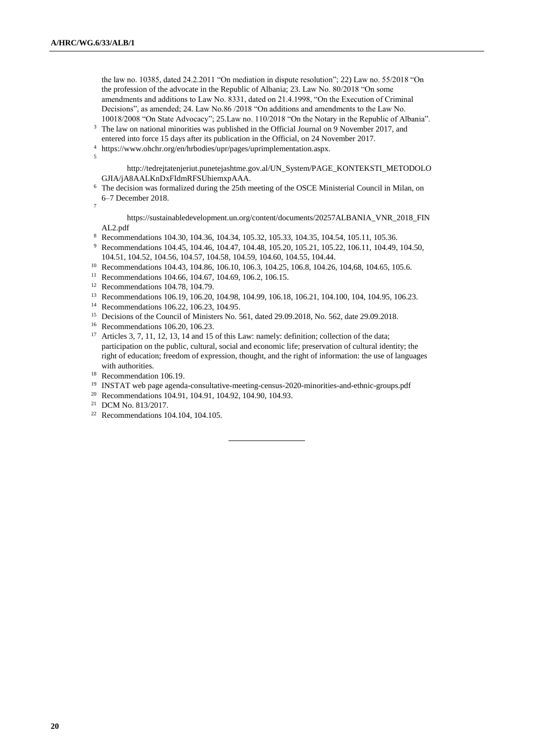the law no. 10385, dated 24.2.2011 "On mediation in dispute resolution"; 22) Law no. 55/2018 "On the profession of the advocate in the Republic of Albania; 23. Law No. 80/2018 "On some amendments and additions to Law No. 8331, dated on 21.4.1998, "On the Execution of Criminal Decisions", as amended; 24. Law No.86 /2018 "On additions and amendments to the Law No. 10018/2008 "On State Advocacy"; 25.Law no. 110/2018 "On the Notary in the Republic of Albania".

[3] The law on national minorities was published in the Official Journal on 9 November 2017, and entered into force 15 days after its publication in the Official, on 24 November 2017.

[4] https://www.ohchr.org/en/hrbodies/upr/pages/uprimplementation.aspx.

[5] http://tedrejtatenjeriut.punetejashtme.gov.al/UN_System/PAGE_KONTEKSTI_METODOLOGJIA/jA8AALKnDxFIdmRFSUhiemxpAAA.

[6] The decision was formalized during the 25th meeting of the OSCE Ministerial Council in Milan, on 6–7 December 2018.

[7] https://sustainabledevelopment.un.org/content/documents/20257ALBANIA_VNR_2018_FINAL2.pdf

[8] Recommendations 104.30, 104.36, 104.34, 105.32, 105.33, 104.35, 104.54, 105.11, 105.36.

[9] Recommendations 104.45, 104.46, 104.47, 104.48, 105.20, 105.21, 105.22, 106.11, 104.49, 104.50, 104.51, 104.52, 104.56, 104.57, 104.58, 104.59, 104.60, 104.55, 104.44.

[10] Recommendations 104.43, 104.86, 106.10, 106.3, 104.25, 106.8, 104.26, 104,68, 104.65, 105.6.

[11] Recommendations 104.66, 104.67, 104.69, 106.2, 106.15.

[12] Recommendations 104.78, 104.79.

[13] Recommendations 106.19, 106.20, 104.98, 104.99, 106.18, 106.21, 104.100, 104, 104.95, 106.23.

[14] Recommendations 106.22, 106.23, 104.95.

[15] Decisions of the Council of Ministers No. 561, dated 29.09.2018, No. 562, date 29.09.2018.

[16] Recommendations 106.20, 106.23.

[17] Articles 3, 7, 11, 12, 13, 14 and 15 of this Law: namely: definition; collection of the data; participation on the public, cultural, social and economic life; preservation of cultural identity; the right of education; freedom of expression, thought, and the right of information: the use of languages with authorities.

[18] Recommendation 106.19.

[19] INSTAT web page agenda-consultative-meeting-census-2020-minorities-and-ethnic-groups.pdf

[20] Recommendations 104.91, 104.91, 104.92, 104.90, 104.93.

[21] DCM No. 813/2017.

[22] Recommendations 104.104, 104.105.